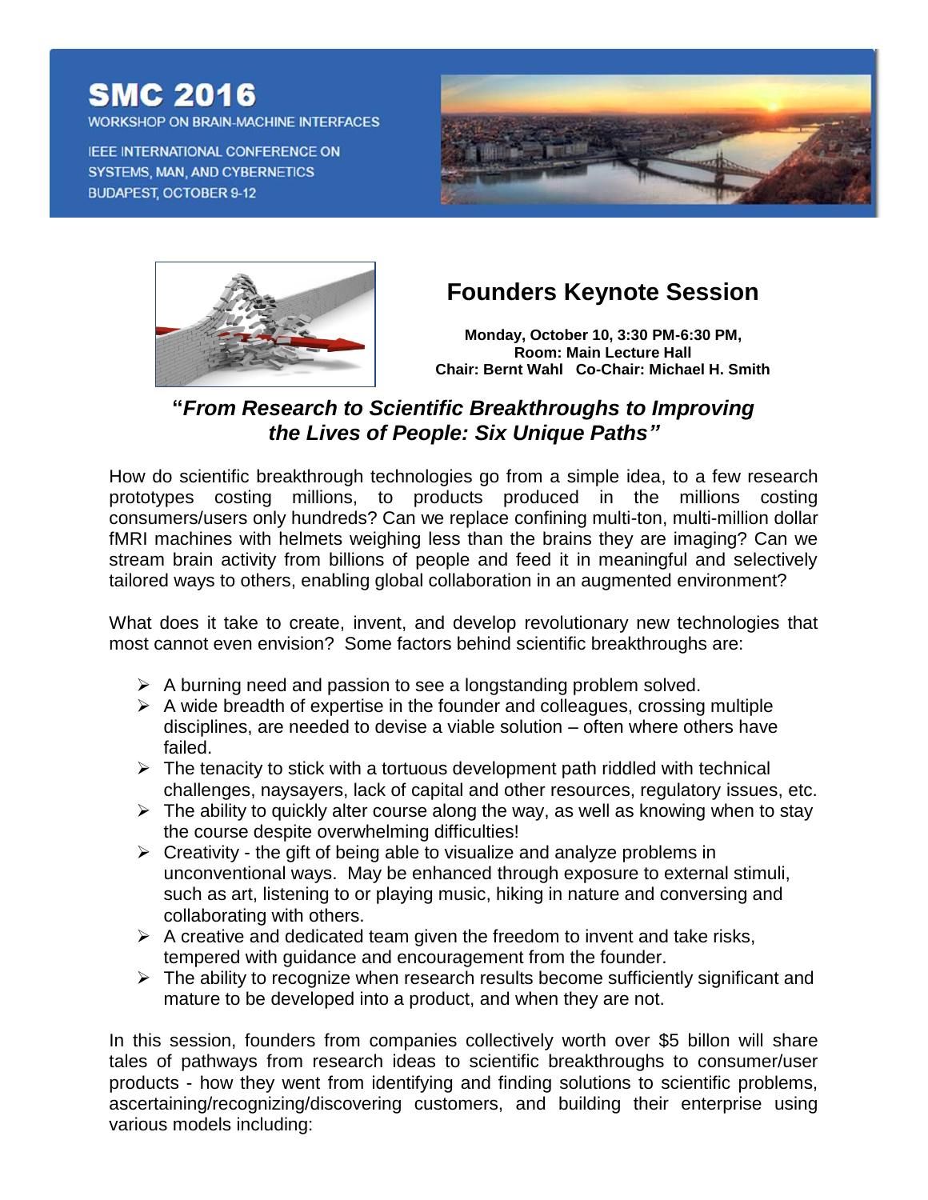# SMC 2016

WORKSHOP ON BRAIN-MACHINE INTERFACES

IEEE INTERNATIONAL CONFERENCE ON SYSTEMS, MAN, AND CYBERNETICS
BUDAPEST, OCTOBER 9-12

## Founders Keynote Session

**Monday, October 10, 3:30 PM-6:30 PM,**
**Room: Main Lecture Hall**
**Chair: Bernt Wahl Co-Chair: Michael H. Smith**

### ***"From Research to Scientific Breakthroughs to Improving the Lives of People: Six Unique Paths"***

How do scientific breakthrough technologies go from a simple idea, to a few research prototypes costing millions, to products produced in the millions costing consumers/users only hundreds? Can we replace confining multi-ton, multi-million dollar fMRI machines with helmets weighing less than the brains they are imaging? Can we stream brain activity from billions of people and feed it in meaningful and selectively tailored ways to others, enabling global collaboration in an augmented environment?

What does it take to create, invent, and develop revolutionary new technologies that most cannot even envision? Some factors behind scientific breakthroughs are:

- A burning need and passion to see a longstanding problem solved.
- A wide breadth of expertise in the founder and colleagues, crossing multiple disciplines, are needed to devise a viable solution – often where others have failed.
- The tenacity to stick with a tortuous development path riddled with technical challenges, naysayers, lack of capital and other resources, regulatory issues, etc.
- The ability to quickly alter course along the way, as well as knowing when to stay the course despite overwhelming difficulties!
- Creativity - the gift of being able to visualize and analyze problems in unconventional ways. May be enhanced through exposure to external stimuli, such as art, listening to or playing music, hiking in nature and conversing and collaborating with others.
- A creative and dedicated team given the freedom to invent and take risks, tempered with guidance and encouragement from the founder.
- The ability to recognize when research results become sufficiently significant and mature to be developed into a product, and when they are not.

In this session, founders from companies collectively worth over $5 billon will share tales of pathways from research ideas to scientific breakthroughs to consumer/user products - how they went from identifying and finding solutions to scientific problems, ascertaining/recognizing/discovering customers, and building their enterprise using various models including: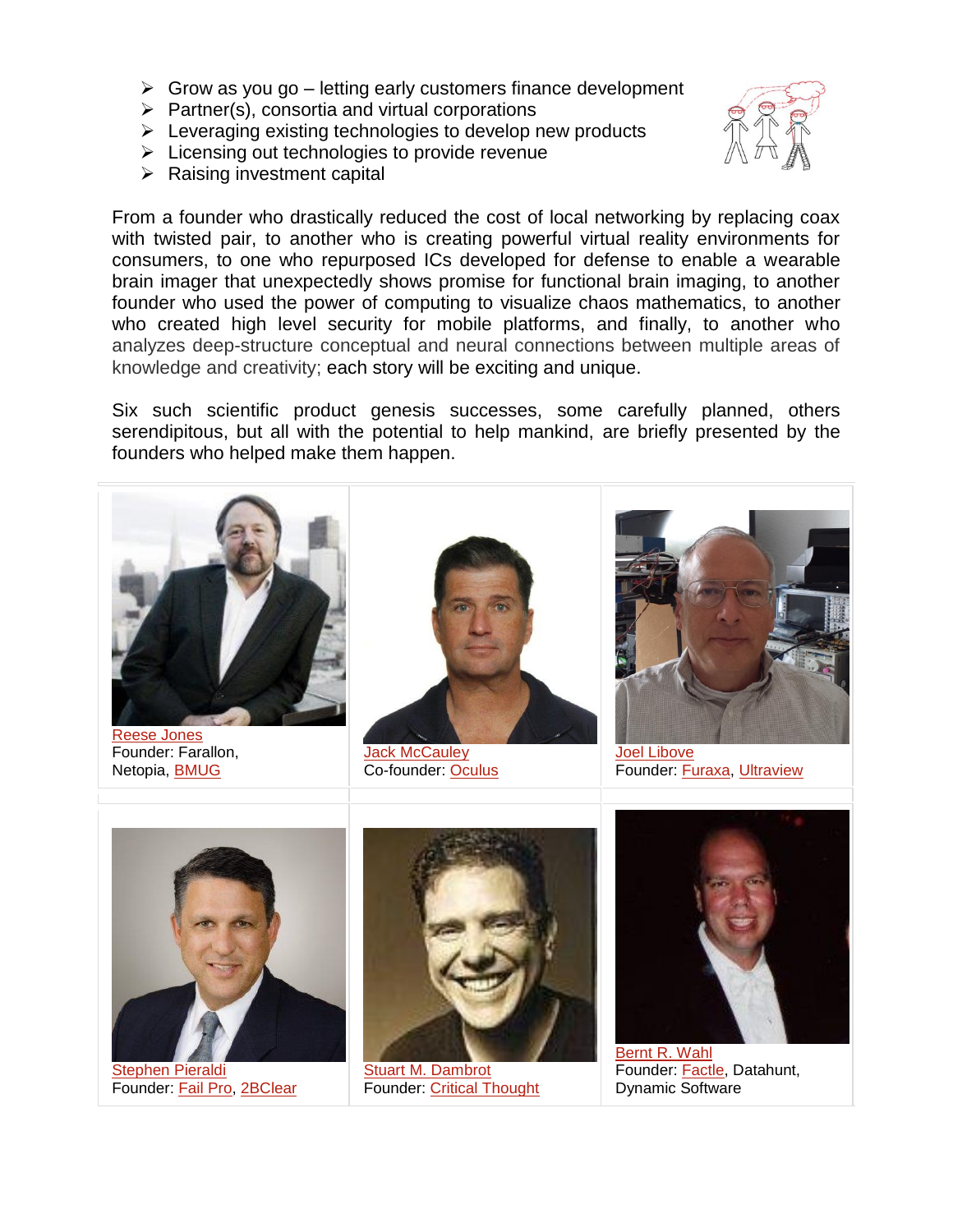- Grow as you go – letting early customers finance development
- Partner(s), consortia and virtual corporations
- Leveraging existing technologies to develop new products
- Licensing out technologies to provide revenue
- Raising investment capital

From a founder who drastically reduced the cost of local networking by replacing coax with twisted pair, to another who is creating powerful virtual reality environments for consumers, to one who repurposed ICs developed for defense to enable a wearable brain imager that unexpectedly shows promise for functional brain imaging, to another founder who used the power of computing to visualize chaos mathematics, to another who created high level security for mobile platforms, and finally, to another who analyzes deep-structure conceptual and neural connections between multiple areas of knowledge and creativity; each story will be exciting and unique.

Six such scientific product genesis successes, some carefully planned, others serendipitous, but all with the potential to help mankind, are briefly presented by the founders who helped make them happen.

| | | |
|---|---|---|
| Reese Jones<br>Founder: Farallon, Netopia, BMUG | Jack McCauley<br>Co-founder: Oculus | Joel Libove<br>Founder: Furaxa, Ultraview |
| Stephen Pieraldi<br>Founder: Fail Pro, 2BClear | Stuart M. Dambrot<br>Founder: Critical Thought | Bernt R. Wahl<br>Founder: Factle, Datahunt, Dynamic Software |